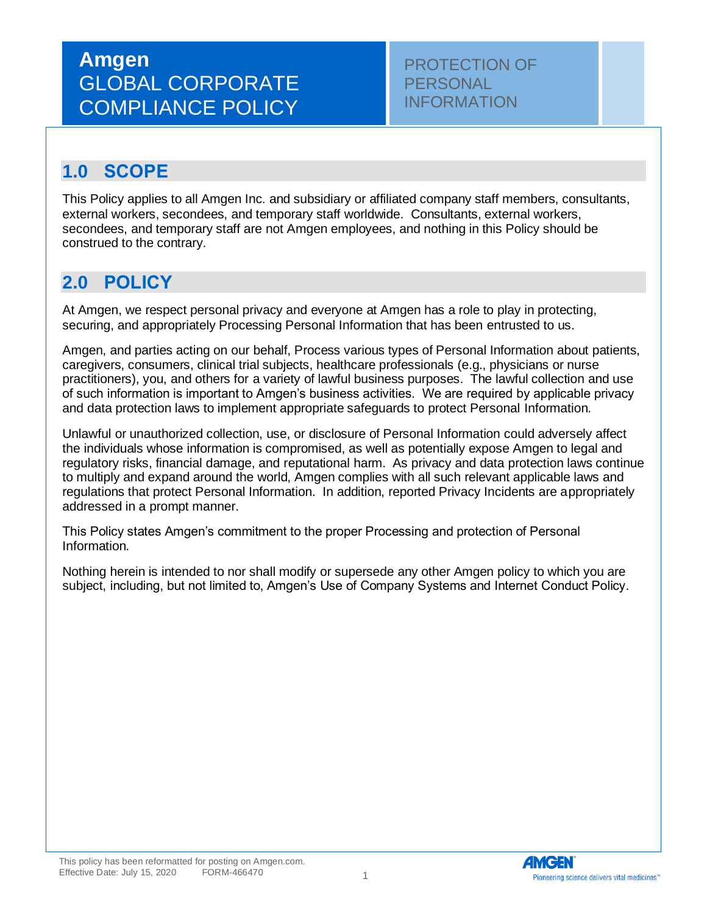# Amgen GLOBAL CORPORATE COMPLIANCE POLICY

## PROTECTION OF PERSONAL INFORMATION

## 1.0 SCOPE

This Policy applies to all Amgen Inc. and subsidiary or affiliated company staff members, consultants, external workers, secondees, and temporary staff worldwide. Consultants, external workers, secondees, and temporary staff are not Amgen employees, and nothing in this Policy should be construed to the contrary.

## 2.0 POLICY

At Amgen, we respect personal privacy and everyone at Amgen has a role to play in protecting, securing, and appropriately Processing Personal Information that has been entrusted to us.

Amgen, and parties acting on our behalf, Process various types of Personal Information about patients, caregivers, consumers, clinical trial subjects, healthcare professionals (e.g., physicians or nurse practitioners), you, and others for a variety of lawful business purposes. The lawful collection and use of such information is important to Amgen's business activities. We are required by applicable privacy and data protection laws to implement appropriate safeguards to protect Personal Information.

Unlawful or unauthorized collection, use, or disclosure of Personal Information could adversely affect the individuals whose information is compromised, as well as potentially expose Amgen to legal and regulatory risks, financial damage, and reputational harm. As privacy and data protection laws continue to multiply and expand around the world, Amgen complies with all such relevant applicable laws and regulations that protect Personal Information. In addition, reported Privacy Incidents are appropriately addressed in a prompt manner.

This Policy states Amgen's commitment to the proper Processing and protection of Personal Information.

Nothing herein is intended to nor shall modify or supersede any other Amgen policy to which you are subject, including, but not limited to, Amgen's Use of Company Systems and Internet Conduct Policy.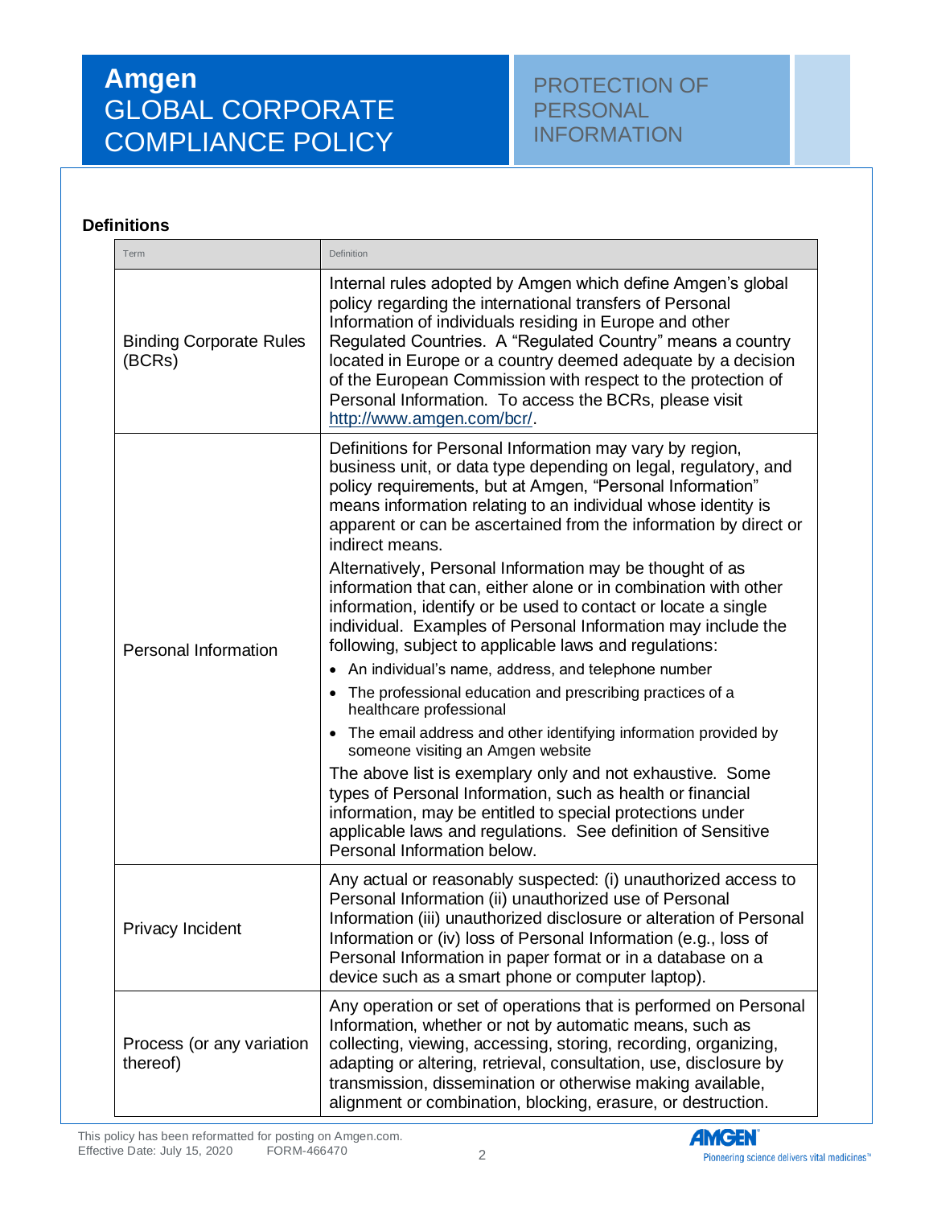## Definitions

| Term | Definition |
|---|---|
| Binding Corporate Rules (BCRs) | Internal rules adopted by Amgen which define Amgen's global policy regarding the international transfers of Personal Information of individuals residing in Europe and other Regulated Countries. A "Regulated Country" means a country located in Europe or a country deemed adequate by a decision of the European Commission with respect to the protection of Personal Information. To access the BCRs, please visit http://www.amgen.com/bcr/. |
| Personal Information | Definitions for Personal Information may vary by region, business unit, or data type depending on legal, regulatory, and policy requirements, but at Amgen, "Personal Information" means information relating to an individual whose identity is apparent or can be ascertained from the information by direct or indirect means.<br><br>Alternatively, Personal Information may be thought of as information that can, either alone or in combination with other information, identify or be used to contact or locate a single individual. Examples of Personal Information may include the following, subject to applicable laws and regulations:<br>• An individual's name, address, and telephone number<br>• The professional education and prescribing practices of a healthcare professional<br>• The email address and other identifying information provided by someone visiting an Amgen website<br><br>The above list is exemplary only and not exhaustive. Some types of Personal Information, such as health or financial information, may be entitled to special protections under applicable laws and regulations. See definition of Sensitive Personal Information below. |
| Privacy Incident | Any actual or reasonably suspected: (i) unauthorized access to Personal Information (ii) unauthorized use of Personal Information (iii) unauthorized disclosure or alteration of Personal Information or (iv) loss of Personal Information (e.g., loss of Personal Information in paper format or in a database on a device such as a smart phone or computer laptop). |
| Process (or any variation thereof) | Any operation or set of operations that is performed on Personal Information, whether or not by automatic means, such as collecting, viewing, accessing, storing, recording, organizing, adapting or altering, retrieval, consultation, use, disclosure by transmission, dissemination or otherwise making available, alignment or combination, blocking, erasure, or destruction. |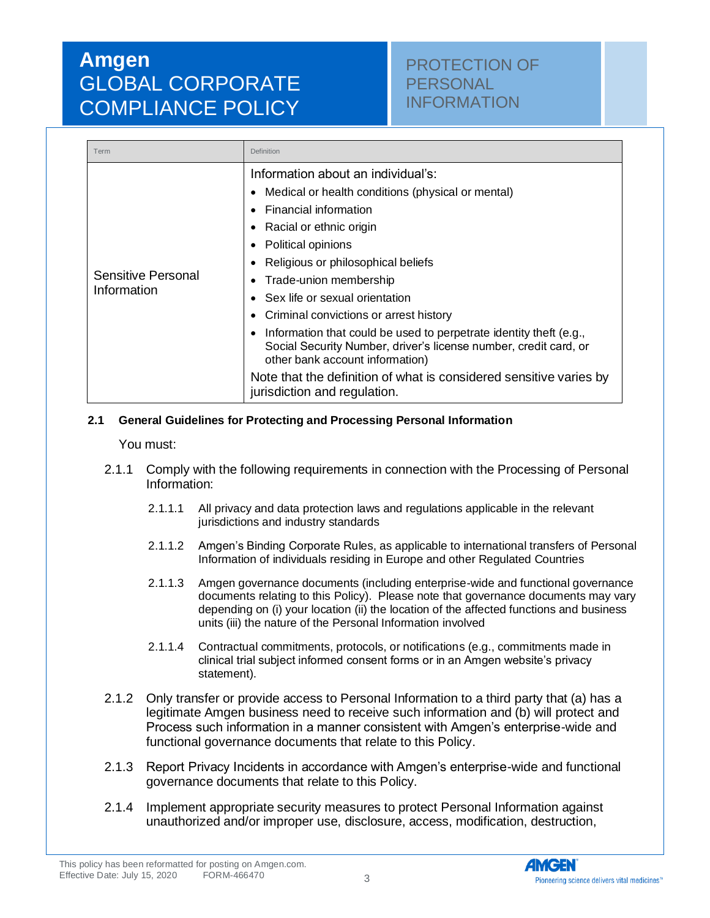| Term | Definition |
| --- | --- |
| Sensitive Personal Information | Information about an individual's:<br>• Medical or health conditions (physical or mental)<br>• Financial information<br>• Racial or ethnic origin<br>• Political opinions<br>• Religious or philosophical beliefs<br>• Trade-union membership<br>• Sex life or sexual orientation<br>• Criminal convictions or arrest history<br>• Information that could be used to perpetrate identity theft (e.g., Social Security Number, driver's license number, credit card, or other bank account information)<br>Note that the definition of what is considered sensitive varies by jurisdiction and regulation. |

**2.1 General Guidelines for Protecting and Processing Personal Information**

You must:

2.1.1 Comply with the following requirements in connection with the Processing of Personal Information:

2.1.1.1 All privacy and data protection laws and regulations applicable in the relevant jurisdictions and industry standards

2.1.1.2 Amgen's Binding Corporate Rules, as applicable to international transfers of Personal Information of individuals residing in Europe and other Regulated Countries

2.1.1.3 Amgen governance documents (including enterprise-wide and functional governance documents relating to this Policy). Please note that governance documents may vary depending on (i) your location (ii) the location of the affected functions and business units (iii) the nature of the Personal Information involved

2.1.1.4 Contractual commitments, protocols, or notifications (e.g., commitments made in clinical trial subject informed consent forms or in an Amgen website's privacy statement).

2.1.2 Only transfer or provide access to Personal Information to a third party that (a) has a legitimate Amgen business need to receive such information and (b) will protect and Process such information in a manner consistent with Amgen's enterprise-wide and functional governance documents that relate to this Policy.

2.1.3 Report Privacy Incidents in accordance with Amgen's enterprise-wide and functional governance documents that relate to this Policy.

2.1.4 Implement appropriate security measures to protect Personal Information against unauthorized and/or improper use, disclosure, access, modification, destruction,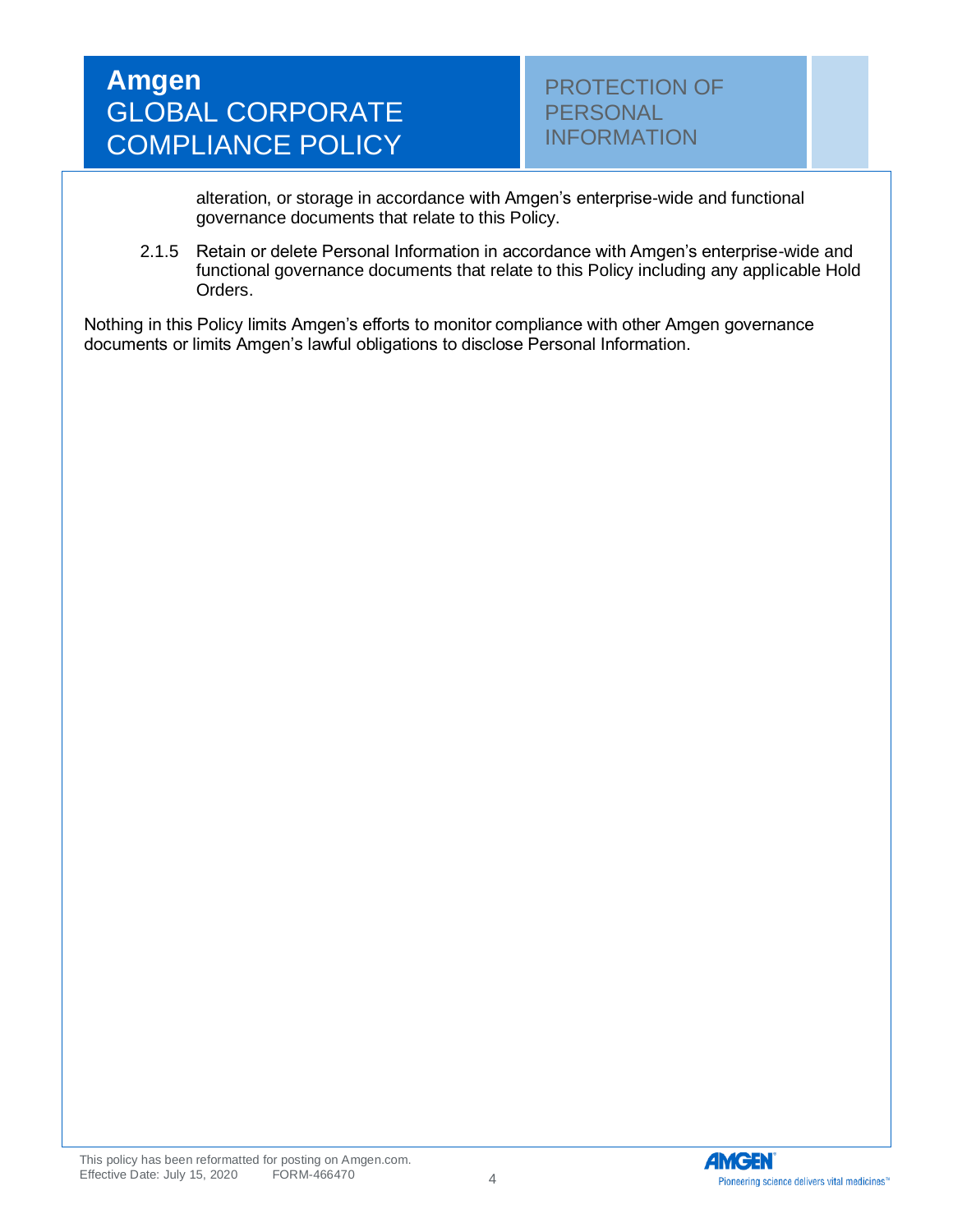alteration, or storage in accordance with Amgen's enterprise-wide and functional governance documents that relate to this Policy.

2.1.5 Retain or delete Personal Information in accordance with Amgen's enterprise-wide and functional governance documents that relate to this Policy including any applicable Hold Orders.

Nothing in this Policy limits Amgen's efforts to monitor compliance with other Amgen governance documents or limits Amgen's lawful obligations to disclose Personal Information.